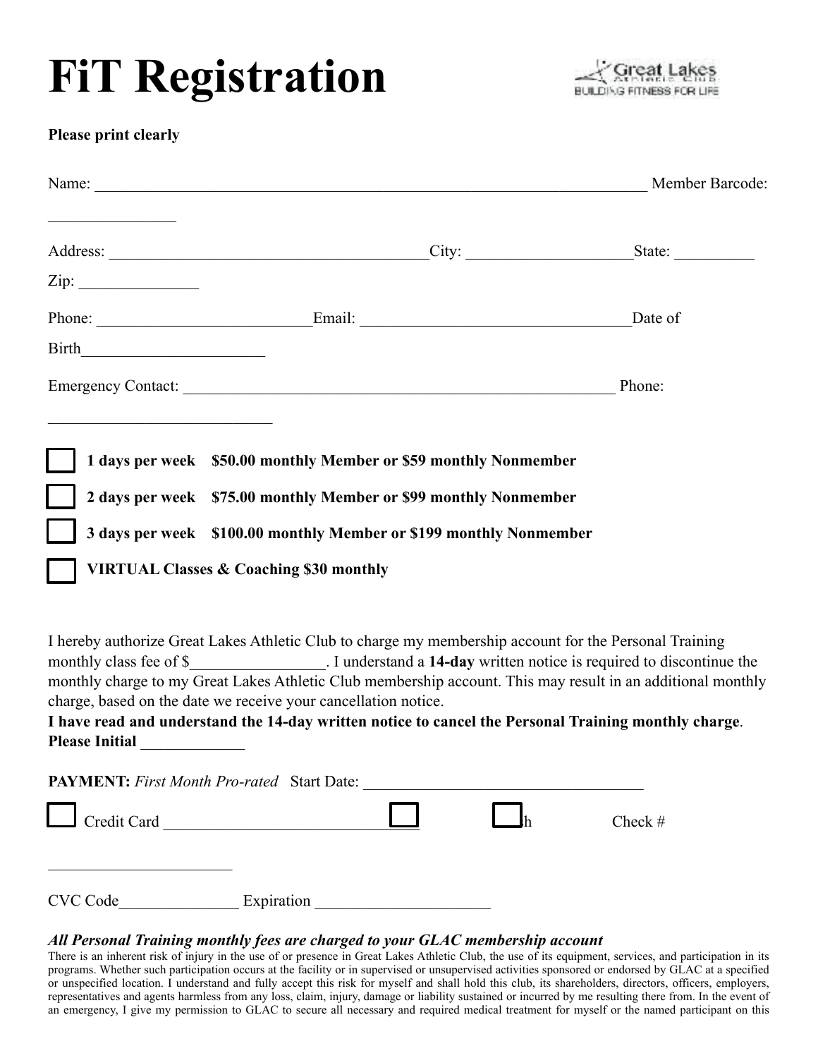# FiT Registration

**Please print clearly**

Name: _________________________________________________________________________ Member Barcode: _______________

Address: __________________________________________City: ______________________State: __________ Zip: _______________

Phone: ___________________________Email: __________________________________Date of Birth_______________________

Emergency Contact: _______________________________________________________ Phone: ____________________________

☐ **1 days per week $50.00 monthly Member or $59 monthly Nonmember**

☐ **2 days per week $75.00 monthly Member or $99 monthly Nonmember**

☐ **3 days per week $100.00 monthly Member or $199 monthly Nonmember**

☐ **VIRTUAL Classes & Coaching $30 monthly**

I hereby authorize Great Lakes Athletic Club to charge my membership account for the Personal Training monthly class fee of $_________________. I understand a **14-day** written notice is required to discontinue the monthly charge to my Great Lakes Athletic Club membership account. This may result in an additional monthly charge, based on the date we receive your cancellation notice.
**I have read and understand the 14-day written notice to cancel the Personal Training monthly charge**.
**Please Initial** _____________

**PAYMENT:** *First Month Pro-rated* Start Date: ____________________________________

☐ Credit Card _______________________________ ☐ ☐ h Check # _______________________

CVC Code_______________ Expiration ______________________

***All Personal Training monthly fees are charged to your GLAC membership account***

There is an inherent risk of injury in the use of or presence in Great Lakes Athletic Club, the use of its equipment, services, and participation in its programs. Whether such participation occurs at the facility or in supervised or unsupervised activities sponsored or endorsed by GLAC at a specified or unspecified location. I understand and fully accept this risk for myself and shall hold this club, its shareholders, directors, officers, employers, representatives and agents harmless from any loss, claim, injury, damage or liability sustained or incurred by me resulting there from. In the event of an emergency, I give my permission to GLAC to secure all necessary and required medical treatment for myself or the named participant on this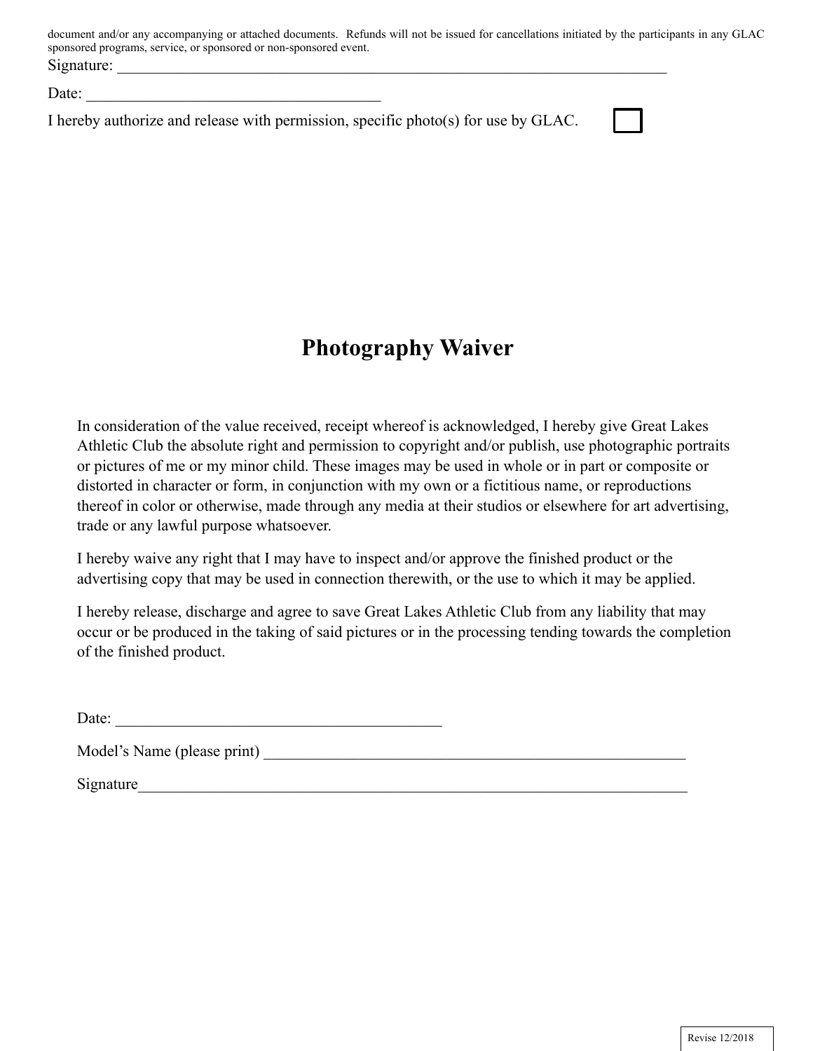document and/or any accompanying or attached documents. Refunds will not be issued for cancellations initiated by the participants in any GLAC sponsored programs, service, or sponsored or non-sponsored event.

Signature: ___________________________________________________________________________

Date: _____________________________________

I hereby authorize and release with permission, specific photo(s) for use by GLAC. ☐

# Photography Waiver

In consideration of the value received, receipt whereof is acknowledged, I hereby give Great Lakes Athletic Club the absolute right and permission to copyright and/or publish, use photographic portraits or pictures of me or my minor child. These images may be used in whole or in part or composite or distorted in character or form, in conjunction with my own or a fictitious name, or reproductions thereof in color or otherwise, made through any media at their studios or elsewhere for art advertising, trade or any lawful purpose whatsoever.

I hereby waive any right that I may have to inspect and/or approve the finished product or the advertising copy that may be used in connection therewith, or the use to which it may be applied.

I hereby release, discharge and agree to save Great Lakes Athletic Club from any liability that may occur or be produced in the taking of said pictures or in the processing tending towards the completion of the finished product.

Date: __________________________________________

Model's Name (please print) _______________________________________________________

Signature_____________________________________________________________________

Revise 12/2018